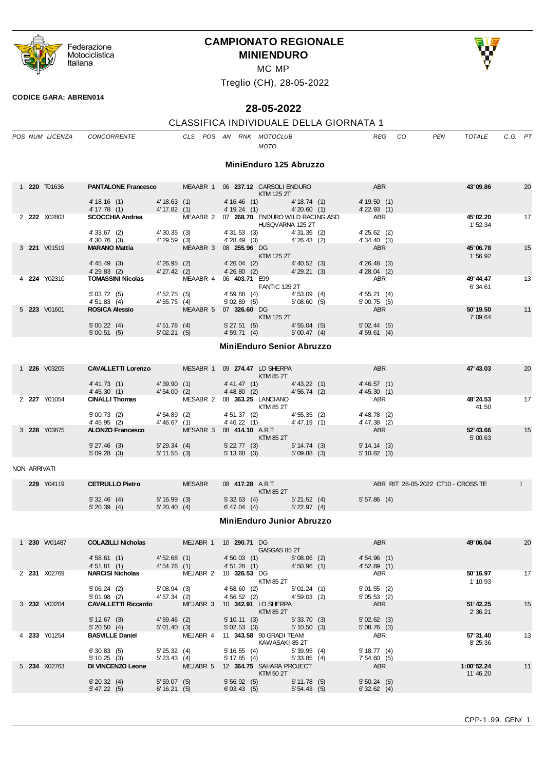# CAMPIONATO REGIONALE MINIENDURO

MC MP

Treglio (CH), 28-05-2022

**CODICE GARA: ABREN014**

## 28-05-2022

CLASSIFICA INDIVIDUALE DELLA GIORNATA 1

| POS | NUM | LICENZA | CONCORRENTE | CLS | POS | AN | RNK | MOTOCLUB / MOTO | REG | CO | PEN | TOTALE | C.G. | PT |
|---|---|---|---|---|---|---|---|---|---|---|---|---|---|---|

### MiniEnduro 125 Abruzzo

| POS | NUM | LICENZA | CONCORRENTE | CLS | POS | AN | RNK | MOTOCLUB / MOTO | REG | TOTALE | PT |
|---|---|---|---|---|---|---|---|---|---|---|---|
| 1 | **220** | T01636 | **PANTALONE Francesco** | MEAABR | 1 | 06 | **237.12** | CARSOLI ENDURO / KTM 125 2T | ABR | **43'09.86** | 20 |
| | | | 4'18.16 (1) · 4'18.63 (1) · 4'16.46 (1) · 4'18.74 (1) · 4'19.50 (1) | | | | | | | | |
| | | | 4'17.78 (1) · 4'17.82 (1) · 4'19.24 (1) · 4'20.60 (1) · 4'22.93 (1) | | | | | | | | |
| 2 | **222** | X02803 | **SCOCCHIA Andrea** | MEAABR | 2 | 07 | **268.70** | ENDURO WILD RACING ASD / HUSQVARNA 125 2T | ABR | **45'02.20** 1'52.34 | 17 |
| | | | 4'33.67 (2) · 4'30.35 (3) · 4'31.53 (3) · 4'31.36 (2) · 4'25.62 (2) | | | | | | | | |
| | | | 4'30.76 (3) · 4'29.59 (3) · 4'28.49 (3) · 4'26.43 (2) · 4'34.40 (3) | | | | | | | | |
| 3 | **221** | V01519 | **MARANO Mattia** | MEAABR | 3 | 08 | **255.96** | DG / KTM 125 2T | ABR | **45'06.78** 1'56.92 | 15 |
| | | | 4'45.49 (3) · 4'26.95 (2) · 4'26.04 (2) · 4'40.52 (3) · 4'26.48 (3) | | | | | | | | |
| | | | 4'29.83 (2) · 4'27.42 (2) · 4'26.80 (2) · 4'29.21 (3) · 4'28.04 (2) | | | | | | | | |
| 4 | **224** | Y02310 | **TOMASSINI Nicolas** | MEAABR | 4 | 06 | **403.71** | E99 / FANTIC 125 2T | ABR | **49'44.47** 6'34.61 | 13 |
| | | | 5'03.72 (5) · 4'52.75 (5) · 4'59.88 (4) · 4'53.09 (4) · 4'55.21 (4) | | | | | | | | |
| | | | 4'51.83 (4) · 4'55.75 (4) · 5'02.89 (5) · 5'08.60 (5) · 5'00.75 (5) | | | | | | | | |
| 5 | **223** | V01601 | **ROSICA Alessio** | MEAABR | 5 | 07 | **326.60** | DG / KTM 125 2T | ABR | **50'19.50** 7'09.64 | 11 |
| | | | 5'00.22 (4) · 4'51.78 (4) · 5'27.51 (5) · 4'55.04 (5) · 5'02.44 (5) | | | | | | | | |
| | | | 5'00.51 (5) · 5'02.21 (5) · 4'59.71 (4) · 5'00.47 (4) · 4'59.61 (4) | | | | | | | | |

### MiniEnduro Senior Abruzzo

| POS | NUM | LICENZA | CONCORRENTE | CLS | POS | AN | RNK | MOTOCLUB / MOTO | REG | TOTALE | PT |
|---|---|---|---|---|---|---|---|---|---|---|---|
| 1 | **226** | V03205 | **CAVALLETTI Lorenzo** | MESABR | 1 | 09 | **274.47** | LO SHERPA / KTM 85 2T | ABR | **47'43.03** | 20 |
| | | | 4'41.73 (1) · 4'39.90 (1) · 4'41.47 (1) · 4'43.22 (1) · 4'46.57 (1) | | | | | | | | |
| | | | 4'45.30 (1) · 4'54.00 (2) · 4'48.80 (2) · 4'56.74 (2) · 4'45.30 (1) | | | | | | | | |
| 2 | **227** | Y01054 | **CINALLI Thomas** | MESABR | 2 | 08 | **363.25** | LANCIANO / KTM 85 2T | ABR | **48'24.53** 41.50 | 17 |
| | | | 5'00.73 (2) · 4'54.89 (2) · 4'51.37 (2) · 4'55.35 (2) · 4'48.78 (2) | | | | | | | | |
| | | | 4'45.95 (2) · 4'46.67 (1) · 4'46.22 (1) · 4'47.19 (1) · 4'47.38 (2) | | | | | | | | |
| 3 | **228** | Y03875 | **ALONZO Francesco** | MESABR | 3 | 08 | **414.10** | A.R.T. / KTM 85 2T | ABR | **52'43.66** 5'00.63 | 15 |
| | | | 5'27.46 (3) · 5'29.34 (4) · 5'22.77 (3) · 5'14.74 (3) · 5'14.14 (3) | | | | | | | | |
| | | | 5'09.28 (3) · 5'11.55 (3) · 5'13.68 (3) · 5'09.88 (3) · 5'10.82 (3) | | | | | | | | |

NON ARRIVATI

| POS | NUM | LICENZA | CONCORRENTE | CLS | POS | AN | RNK | MOTOCLUB / MOTO | REG | NOTE |
|---|---|---|---|---|---|---|---|---|---|---|
| | **229** | Y04119 | **CETRULLO Pietro** | MESABR | | 08 | **417.28** | A.R.T. / KTM 85 2T | ABR | RIT 28-05-2022 CT10 - CROSS TE |
| | | | 5'32.46 (4) · 5'16.99 (3) · 5'32.63 (4) · 5'21.52 (4) · 5'57.86 (4) | | | | | | | |
| | | | 5'20.39 (4) · 5'20.40 (4) · 6'47.04 (4) · 5'22.97 (4) | | | | | | | |

### MiniEnduro Junior Abruzzo

| POS | NUM | LICENZA | CONCORRENTE | CLS | POS | AN | RNK | MOTOCLUB / MOTO | REG | TOTALE | PT |
|---|---|---|---|---|---|---|---|---|---|---|---|
| 1 | **230** | W01487 | **COLAZILLI Nicholas** | MEJABR | 1 | 10 | **290.71** | DG / GASGAS 85 2T | ABR | **49'06.04** | 20 |
| | | | 4'58.61 (1) · 4'52.68 (1) · 4'50.03 (1) · 5'08.06 (2) · 4'54.96 (1) | | | | | | | | |
| | | | 4'51.81 (1) · 4'54.76 (1) · 4'51.28 (1) · 4'50.96 (1) · 4'52.89 (1) | | | | | | | | |
| 2 | **231** | X02769 | **NARCISI Nicholas** | MEJABR | 2 | 10 | **326.53** | DG / KTM 85 2T | ABR | **50'16.97** 1'10.93 | 17 |
| | | | 5'06.24 (2) · 5'08.94 (3) · 4'58.60 (2) · 5'01.24 (1) · 5'01.55 (2) | | | | | | | | |
| | | | 5'01.98 (2) · 4'57.34 (2) · 4'56.52 (2) · 4'59.03 (2) · 5'05.53 (2) | | | | | | | | |
| 3 | **232** | V03204 | **CAVALLETTI Riccardo** | MEJABR | 3 | 10 | **342.91** | LO SHERPA / KTM 85 2T | ABR | **51'42.25** 2'36.21 | 15 |
| | | | 5'12.67 (3) · 4'59.46 (2) · 5'10.11 (3) · 5'33.70 (3) · 5'02.62 (3) | | | | | | | | |
| | | | 5'20.50 (4) · 5'01.40 (3) · 5'02.53 (3) · 5'10.50 (3) · 5'08.76 (3) | | | | | | | | |
| 4 | **233** | Y01254 | **BASVILLE Daniel** | MEJABR | 4 | 11 | **343.58** | 90 GRADI TEAM / KAWASAKI 85 2T | ABR | **57'31.40** 8'25.36 | 13 |
| | | | 6'30.83 (5) · 5'25.32 (4) · 5'16.55 (4) · 5'39.95 (4) · 5'18.77 (4) | | | | | | | | |
| | | | 5'10.25 (3) · 5'23.43 (4) · 5'17.85 (4) · 5'33.85 (4) · 7'54.60 (5) | | | | | | | | |
| 5 | **234** | X02763 | **DI VINCENZO Leone** | MEJABR | 5 | 12 | **364.75** | SAHARA PROJECT / KTM 50 2T | ABR | **1:00'52.24** 11'46.20 | 11 |
| | | | 6'20.32 (4) · 5'59.07 (5) · 5'56.92 (5) · 6'11.78 (5) · 5'50.24 (5) | | | | | | | | |
| | | | 5'47.22 (5) · 6'16.21 (5) · 6'03.43 (5) · 5'54.43 (5) · 6'32.62 (4) | | | | | | | | |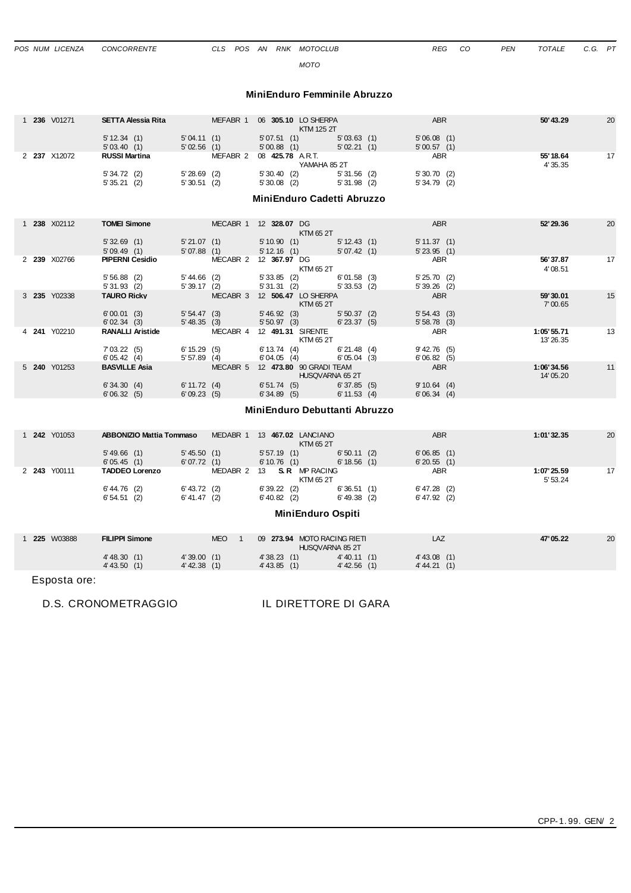| POS | NUM | LICENZA | CONCORRENTE | CLS | POS | AN | RNK | MOTOCLUB / MOTO | REG | CO | PEN | TOTALE | C.G. | PT |
|---|---|---|---|---|---|---|---|---|---|---|---|---|---|---|

## MiniEnduro Femminile Abruzzo

| POS | NUM | LICENZA | CONCORRENTE | CLS | POS | AN | RNK | MOTOCLUB / MOTO | REG | CO | PEN | TOTALE | C.G. | PT |
|---|---|---|---|---|---|---|---|---|---|---|---|---|---|---|
| 1 | **236** | V01271 | **SETTA Alessia Rita** | MEFABR | 1 | 06 | **305.10** | LO SHERPA / KTM 125 2T | ABR | | | **50'43.29** | | 20 |
| | | | 5'12.34 (1) / 5'03.40 (1) | 5'04.11 (1) / 5'02.56 (1) | | | | 5'07.51 (1) / 5'00.88 (1) | 5'03.63 (1) / 5'02.21 (1) | 5'06.08 (1) / 5'00.57 (1) | | | | |
| 2 | **237** | X12072 | **RUSSI Martina** | MEFABR | 2 | 08 | **425.78** | A.R.T. / YAMAHA 85 2T | ABR | | | **55'18.64** | 4'35.35 | 17 |
| | | | 5'34.72 (2) / 5'35.21 (2) | 5'28.69 (2) / 5'30.51 (2) | | | | 5'30.40 (2) / 5'30.08 (2) | 5'31.56 (2) / 5'31.98 (2) | 5'30.70 (2) / 5'34.79 (2) | | | | |

## MiniEnduro Cadetti Abruzzo

| POS | NUM | LICENZA | CONCORRENTE | CLS | POS | AN | RNK | MOTOCLUB / MOTO | REG | CO | PEN | TOTALE | C.G. | PT |
|---|---|---|---|---|---|---|---|---|---|---|---|---|---|---|
| 1 | **238** | X02112 | **TOMEI Simone** | MECABR | 1 | 12 | **328.07** | DG / KTM 65 2T | ABR | | | **52'29.36** | | 20 |
| | | | 5'32.69 (1) / 5'09.49 (1) | 5'21.07 (1) / 5'07.88 (1) | | | | 5'10.90 (1) / 5'12.16 (1) | 5'12.43 (1) / 5'07.42 (1) | 5'11.37 (1) / 5'23.95 (1) | | | | |
| 2 | **239** | X02766 | **PIPERNI Cesidio** | MECABR | 2 | 12 | **367.97** | DG / KTM 65 2T | ABR | | | **56'37.87** | 4'08.51 | 17 |
| | | | 5'56.88 (2) / 5'31.93 (2) | 5'44.66 (2) / 5'39.17 (2) | | | | 5'33.85 (2) / 5'31.31 (2) | 6'01.58 (3) / 5'33.53 (2) | 5'25.70 (2) / 5'39.26 (2) | | | | |
| 3 | **235** | Y02338 | **TAURO Ricky** | MECABR | 3 | 12 | **506.47** | LO SHERPA / KTM 65 2T | ABR | | | **59'30.01** | 7'00.65 | 15 |
| | | | 6'00.01 (3) / 6'02.34 (3) | 5'54.47 (3) / 5'48.35 (3) | | | | 5'46.92 (3) / 5'50.97 (3) | 5'50.37 (2) / 6'23.37 (5) | 5'54.43 (3) / 5'58.78 (3) | | | | |
| 4 | **241** | Y02210 | **RANALLI Aristide** | MECABR | 4 | 12 | **491.31** | SIRENTE / KTM 65 2T | ABR | | | **1:05'55.71** | 13'26.35 | 13 |
| | | | 7'03.22 (5) / 6'05.42 (4) | 6'15.29 (5) / 5'57.89 (4) | | | | 6'13.74 (4) / 6'04.05 (4) | 6'21.48 (4) / 6'05.04 (3) | 9'42.76 (5) / 6'06.82 (5) | | | | |
| 5 | **240** | Y01253 | **BASVILLE Asia** | MECABR | 5 | 12 | **473.80** | 90 GRADI TEAM / HUSQVARNA 65 2T | ABR | | | **1:06'34.56** | 14'05.20 | 11 |
| | | | 6'34.30 (4) / 6'06.32 (5) | 6'11.72 (4) / 6'09.23 (5) | | | | 6'51.74 (5) / 6'34.89 (5) | 6'37.85 (5) / 6'11.53 (4) | 9'10.64 (4) / 6'06.34 (4) | | | | |

## MiniEnduro Debuttanti Abruzzo

| POS | NUM | LICENZA | CONCORRENTE | CLS | POS | AN | RNK | MOTOCLUB / MOTO | REG | CO | PEN | TOTALE | C.G. | PT |
|---|---|---|---|---|---|---|---|---|---|---|---|---|---|---|
| 1 | **242** | Y01053 | **ABBONIZIO Mattia Tommaso** | MEDABR | 1 | 13 | **467.02** | LANCIANO / KTM 65 2T | ABR | | | **1:01'32.35** | | 20 |
| | | | 5'49.66 (1) / 6'05.45 (1) | 5'45.50 (1) / 6'07.72 (1) | | | | 5'57.19 (1) / 6'10.76 (1) | 6'50.11 (2) / 6'18.56 (1) | 6'06.85 (1) / 6'20.55 (1) | | | | |
| 2 | **243** | Y00111 | **TADDEO Lorenzo** | MEDABR | 2 | 13 | **S.R** | MP RACING / KTM 65 2T | ABR | | | **1:07'25.59** | 5'53.24 | 17 |
| | | | 6'44.76 (2) / 6'54.51 (2) | 6'43.72 (2) / 6'41.47 (2) | | | | 6'39.22 (2) / 6'40.82 (2) | 6'36.51 (1) / 6'49.38 (2) | 6'47.28 (2) / 6'47.92 (2) | | | | |

## MiniEnduro Ospiti

| POS | NUM | LICENZA | CONCORRENTE | CLS | POS | AN | RNK | MOTOCLUB / MOTO | REG | CO | PEN | TOTALE | C.G. | PT |
|---|---|---|---|---|---|---|---|---|---|---|---|---|---|---|
| 1 | **225** | W03888 | **FILIPPI Simone** | MEO | 1 | 09 | **273.94** | MOTO RACING RIETI / HUSQVARNA 85 2T | LAZ | | | **47'05.22** | | 20 |
| | | | 4'48.30 (1) / 4'43.50 (1) | 4'39.00 (1) / 4'42.38 (1) | | | | 4'38.23 (1) / 4'43.85 (1) | 4'40.11 (1) / 4'42.56 (1) | 4'43.08 (1) / 4'44.21 (1) | | | | |

Esposta ore:

D.S. CRONOMETRAGGIO

IL DIRETTORE DI GARA

CPP-1.99. GEN/ 2